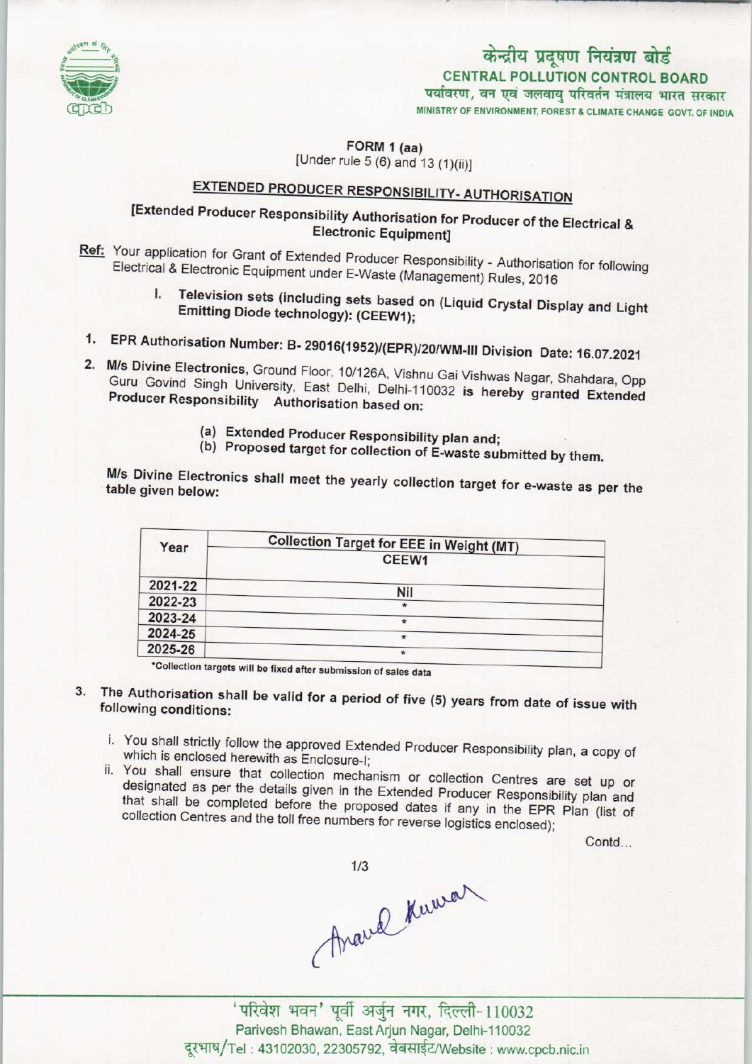केन्द्रीय प्रदूषण नियंत्रण बोर्ड
CENTRAL POLLUTION CONTROL BOARD
पर्यावरण, वन एवं जलवायु परिवर्तन मंत्रालय भारत सरकार
MINISTRY OF ENVIRONMENT, FOREST & CLIMATE CHANGE GOVT. OF INDIA

**FORM 1 (aa)**
[Under rule 5 (6) and 13 (1)(ii)]

## EXTENDED PRODUCER RESPONSIBILITY- AUTHORISATION

**[Extended Producer Responsibility Authorisation for Producer of the Electrical & Electronic Equipment]**

Ref: Your application for Grant of Extended Producer Responsibility - Authorisation for following Electrical & Electronic Equipment under E-Waste (Management) Rules, 2016

I. **Television sets (including sets based on (Liquid Crystal Display and Light Emitting Diode technology): (CEEW1);**

1. **EPR Authorisation Number: B- 29016(1952)/(EPR)/20/WM-III Division Date: 16.07.2021**
2. **M/s Divine Electronics**, Ground Floor, 10/126A, Vishnu Gai Vishwas Nagar, Shahdara, Opp Guru Govind Singh University, East Delhi, Delhi-110032 **is hereby granted Extended Producer Responsibility Authorisation based on:**
   (a) **Extended Producer Responsibility plan and;**
   (b) **Proposed target for collection of E-waste submitted by them.**

**M/s Divine Electronics shall meet the yearly collection target for e-waste as per the table given below:**

| Year | Collection Target for EEE in Weight (MT) |
|---|---|
| | CEEW1 |
| 2021-22 | Nil |
| 2022-23 | * |
| 2023-24 | * |
| 2024-25 | * |
| 2025-26 | * |

*Collection targets will be fixed after submission of sales data

3. **The Authorisation shall be valid for a period of five (5) years from date of issue with following conditions:**
   i. You shall strictly follow the approved Extended Producer Responsibility plan, a copy of which is enclosed herewith as Enclosure-I;
   ii. You shall ensure that collection mechanism or collection Centres are set up or designated as per the details given in the Extended Producer Responsibility plan and that shall be completed before the proposed dates if any in the EPR Plan (list of collection Centres and the toll free numbers for reverse logistics enclosed);

Contd...

Anand Kumar

'परिवेश भवन' पूर्वी अर्जुन नगर, दिल्ली-110032
Parivesh Bhawan, East Arjun Nagar, Delhi-110032
दूरभाष/Tel : 43102030, 22305792, वेबसाईट/Website : www.cpcb.nic.in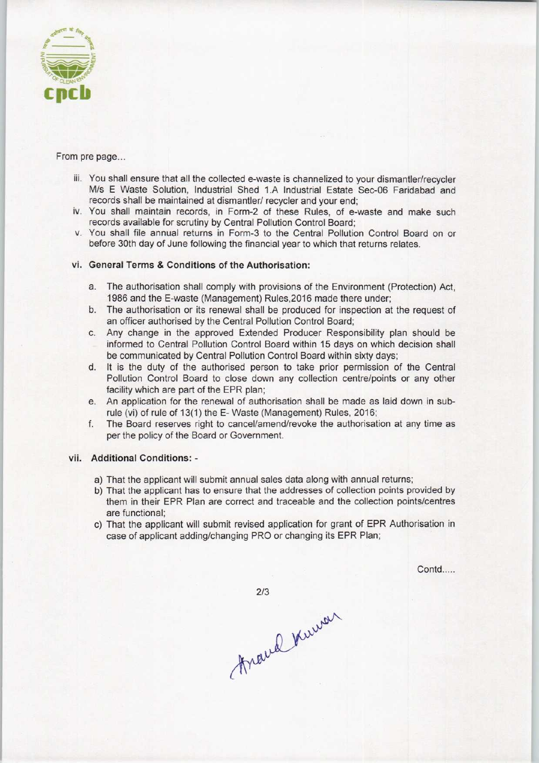From pre page...

iii. You shall ensure that all the collected e-waste is channelized to your dismantler/recycler M/s E Waste Solution, Industrial Shed 1.A Industrial Estate Sec-06 Faridabad and records shall be maintained at dismantler/ recycler and your end;

iv. You shall maintain records, in Form-2 of these Rules, of e-waste and make such records available for scrutiny by Central Pollution Control Board;

v. You shall file annual returns in Form-3 to the Central Pollution Control Board on or before 30th day of June following the financial year to which that returns relates.

**vi. General Terms & Conditions of the Authorisation:**

a. The authorisation shall comply with provisions of the Environment (Protection) Act, 1986 and the E-waste (Management) Rules,2016 made there under;

b. The authorisation or its renewal shall be produced for inspection at the request of an officer authorised by the Central Pollution Control Board;

c. Any change in the approved Extended Producer Responsibility plan should be informed to Central Pollution Control Board within 15 days on which decision shall be communicated by Central Pollution Control Board within sixty days;

d. It is the duty of the authorised person to take prior permission of the Central Pollution Control Board to close down any collection centre/points or any other facility which are part of the EPR plan;

e. An application for the renewal of authorisation shall be made as laid down in sub-rule (vi) of rule of 13(1) the E- Waste (Management) Rules, 2016;

f. The Board reserves right to cancel/amend/revoke the authorisation at any time as per the policy of the Board or Government.

**vii. Additional Conditions: -**

a) That the applicant will submit annual sales data along with annual returns;

b) That the applicant has to ensure that the addresses of collection points provided by them in their EPR Plan are correct and traceable and the collection points/centres are functional;

c) That the applicant will submit revised application for grant of EPR Authorisation in case of applicant adding/changing PRO or changing its EPR Plan;

Contd.....

Anand Kumar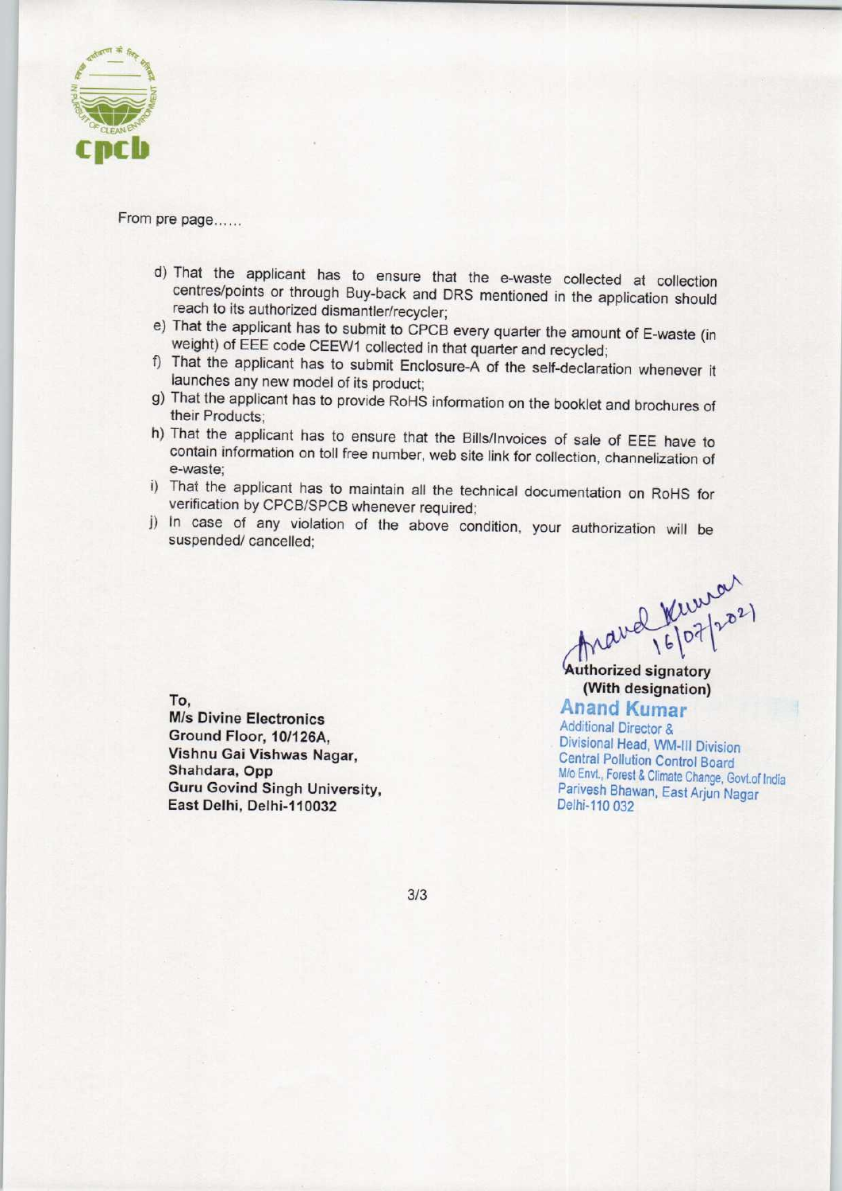From pre page……

d) That the applicant has to ensure that the e-waste collected at collection centres/points or through Buy-back and DRS mentioned in the application should reach to its authorized dismantler/recycler;
e) That the applicant has to submit to CPCB every quarter the amount of E-waste (in weight) of EEE code CEEW1 collected in that quarter and recycled;
f) That the applicant has to submit Enclosure-A of the self-declaration whenever it launches any new model of its product;
g) That the applicant has to provide RoHS information on the booklet and brochures of their Products;
h) That the applicant has to ensure that the Bills/Invoices of sale of EEE have to contain information on toll free number, web site link for collection, channelization of e-waste;
i) That the applicant has to maintain all the technical documentation on RoHS for verification by CPCB/SPCB whenever required;
j) In case of any violation of the above condition, your authorization will be suspended/ cancelled;

Anand Kumar
16/07/2021

**Authorized signatory**
**(With designation)**

**Anand Kumar**
Additional Director &
Divisional Head, WM-III Division
Central Pollution Control Board
M/o Envt., Forest & Climate Change, Govt.of India
Parivesh Bhawan, East Arjun Nagar
Delhi-110 032

To,
**M/s Divine Electronics**
**Ground Floor, 10/126A,**
**Vishnu Gai Vishwas Nagar,**
**Shahdara, Opp**
**Guru Govind Singh University,**
**East Delhi, Delhi-110032**